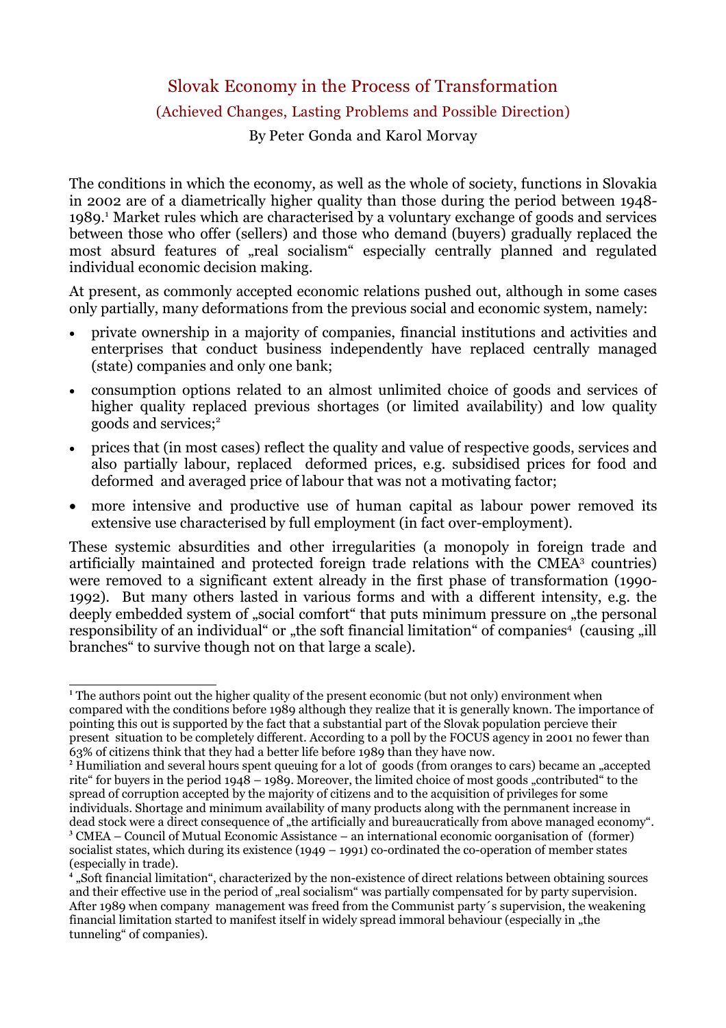# Slovak Economy in the Process of Transformation

## (Achieved Changes, Lasting Problems and Possible Direction)

By Peter Gonda and Karol Morvay

The conditions in which the economy, as well as the whole of society, functions in Slovakia in 2002 are of a diametrically higher quality than those during the period between 1948-1989.[1] Market rules which are characterised by a voluntary exchange of goods and services between those who offer (sellers) and those who demand (buyers) gradually replaced the most absurd features of „real socialism" especially centrally planned and regulated individual economic decision making.

At present, as commonly accepted economic relations pushed out, although in some cases only partially, many deformations from the previous social and economic system, namely:

- private ownership in a majority of companies, financial institutions and activities and enterprises that conduct business independently have replaced centrally managed (state) companies and only one bank;
- consumption options related to an almost unlimited choice of goods and services of higher quality replaced previous shortages (or limited availability) and low quality goods and services;[2]
- prices that (in most cases) reflect the quality and value of respective goods, services and also partially labour, replaced deformed prices, e.g. subsidised prices for food and deformed and averaged price of labour that was not a motivating factor;
- more intensive and productive use of human capital as labour power removed its extensive use characterised by full employment (in fact over-employment).

These systemic absurdities and other irregularities (a monopoly in foreign trade and artificially maintained and protected foreign trade relations with the CMEA[3] countries) were removed to a significant extent already in the first phase of transformation (1990-1992). But many others lasted in various forms and with a different intensity, e.g. the deeply embedded system of „social comfort" that puts minimum pressure on „the personal responsibility of an individual" or „the soft financial limitation" of companies[4] (causing „ill branches" to survive though not on that large a scale).

---

[1] The authors point out the higher quality of the present economic (but not only) environment when compared with the conditions before 1989 although they realize that it is generally known. The importance of pointing this out is supported by the fact that a substantial part of the Slovak population percieve their present situation to be completely different. According to a poll by the FOCUS agency in 2001 no fewer than 63% of citizens think that they had a better life before 1989 than they have now.

[2] Humiliation and several hours spent queuing for a lot of goods (from oranges to cars) became an „accepted rite" for buyers in the period 1948 – 1989. Moreover, the limited choice of most goods „contributed" to the spread of corruption accepted by the majority of citizens and to the acquisition of privileges for some individuals. Shortage and minimum availability of many products along with the pernmanent increase in dead stock were a direct consequence of „the artificially and bureaucratically from above managed economy".

[3] CMEA – Council of Mutual Economic Assistance – an international economic oorganisation of (former) socialist states, which during its existence (1949 – 1991) co-ordinated the co-operation of member states (especially in trade).

[4] „Soft financial limitation", characterized by the non-existence of direct relations between obtaining sources and their effective use in the period of „real socialism" was partially compensated for by party supervision. After 1989 when company management was freed from the Communist party´s supervision, the weakening financial limitation started to manifest itself in widely spread immoral behaviour (especially in „the tunneling" of companies).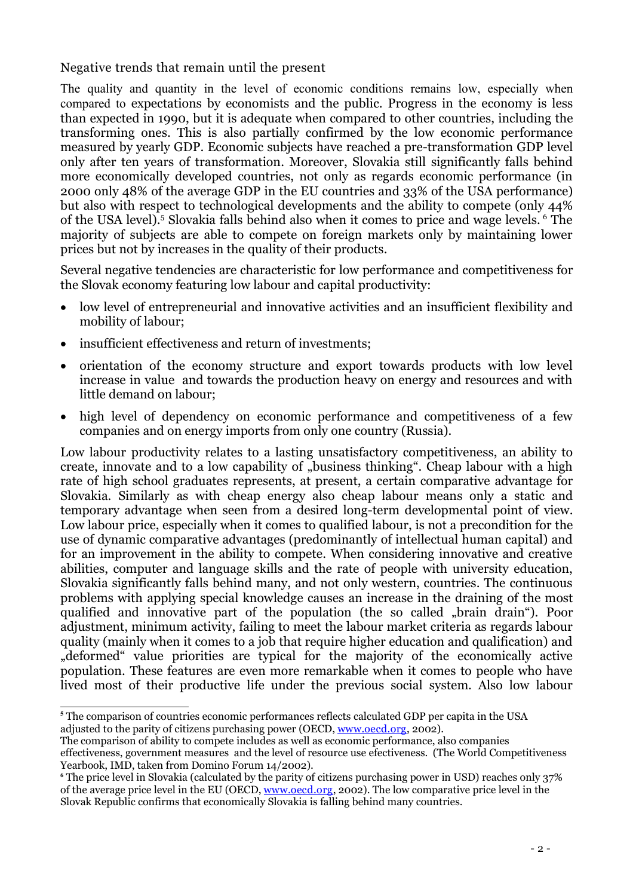## Negative trends that remain until the present

The quality and quantity in the level of economic conditions remains low, especially when compared to expectations by economists and the public. Progress in the economy is less than expected in 1990, but it is adequate when compared to other countries, including the transforming ones. This is also partially confirmed by the low economic performance measured by yearly GDP. Economic subjects have reached a pre-transformation GDP level only after ten years of transformation. Moreover, Slovakia still significantly falls behind more economically developed countries, not only as regards economic performance (in 2000 only 48% of the average GDP in the EU countries and 33% of the USA performance) but also with respect to technological developments and the ability to compete (only 44% of the USA level).[5] Slovakia falls behind also when it comes to price and wage levels. [6] The majority of subjects are able to compete on foreign markets only by maintaining lower prices but not by increases in the quality of their products.

Several negative tendencies are characteristic for low performance and competitiveness for the Slovak economy featuring low labour and capital productivity:

- low level of entrepreneurial and innovative activities and an insufficient flexibility and mobility of labour;
- insufficient effectiveness and return of investments;
- orientation of the economy structure and export towards products with low level increase in value and towards the production heavy on energy and resources and with little demand on labour;
- high level of dependency on economic performance and competitiveness of a few companies and on energy imports from only one country (Russia).

Low labour productivity relates to a lasting unsatisfactory competitiveness, an ability to create, innovate and to a low capability of „business thinking“. Cheap labour with a high rate of high school graduates represents, at present, a certain comparative advantage for Slovakia. Similarly as with cheap energy also cheap labour means only a static and temporary advantage when seen from a desired long-term developmental point of view. Low labour price, especially when it comes to qualified labour, is not a precondition for the use of dynamic comparative advantages (predominantly of intellectual human capital) and for an improvement in the ability to compete. When considering innovative and creative abilities, computer and language skills and the rate of people with university education, Slovakia significantly falls behind many, and not only western, countries. The continuous problems with applying special knowledge causes an increase in the draining of the most qualified and innovative part of the population (the so called „brain drain“). Poor adjustment, minimum activity, failing to meet the labour market criteria as regards labour quality (mainly when it comes to a job that require higher education and qualification) and „deformed“ value priorities are typical for the majority of the economically active population. These features are even more remarkable when it comes to people who have lived most of their productive life under the previous social system. Also low labour

---

[5] The comparison of countries economic performances reflects calculated GDP per capita in the USA adjusted to the parity of citizens purchasing power (OECD, www.oecd.org, 2002).
The comparison of ability to compete includes as well as economic performance, also companies effectiveness, government measures and the level of resource use efectiveness. (The World Competitiveness Yearbook, IMD, taken from Domino Forum 14/2002).

[6] The price level in Slovakia (calculated by the parity of citizens purchasing power in USD) reaches only 37% of the average price level in the EU (OECD, www.oecd.org, 2002). The low comparative price level in the Slovak Republic confirms that economically Slovakia is falling behind many countries.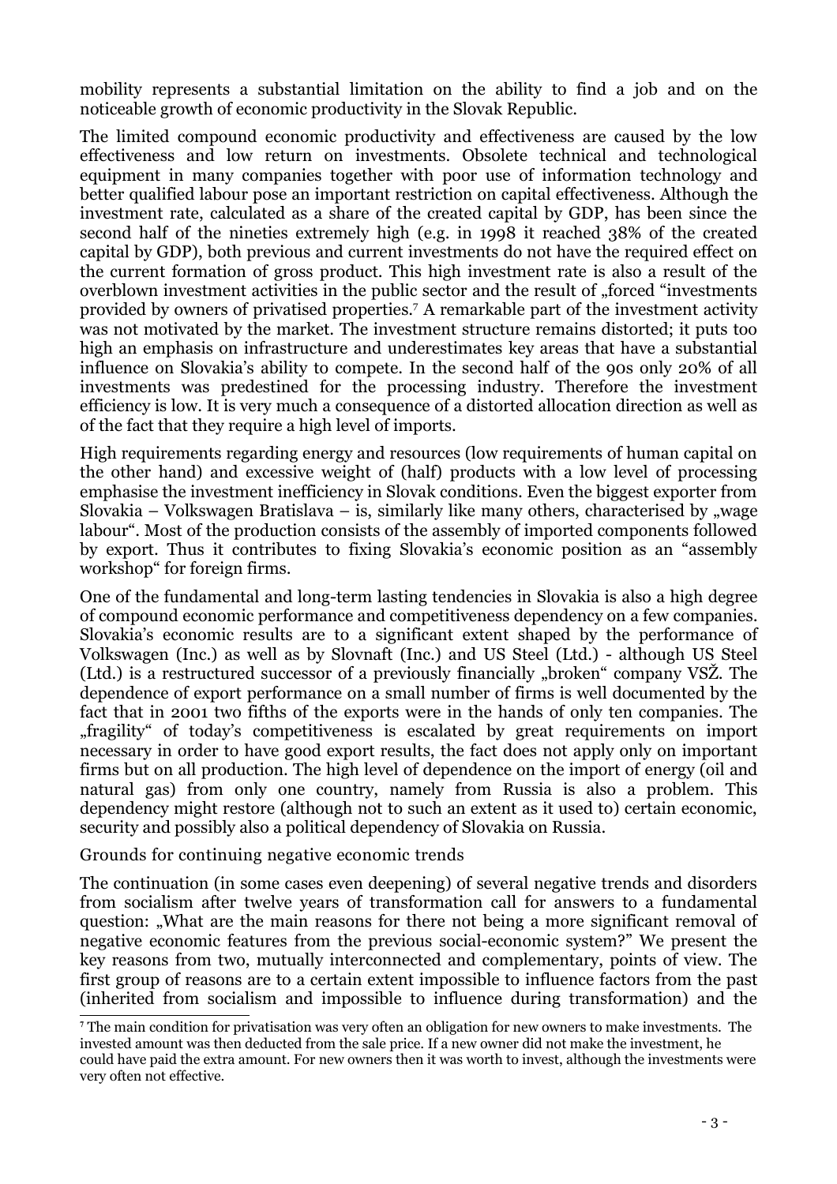mobility represents a substantial limitation on the ability to find a job and on the noticeable growth of economic productivity in the Slovak Republic.

The limited compound economic productivity and effectiveness are caused by the low effectiveness and low return on investments. Obsolete technical and technological equipment in many companies together with poor use of information technology and better qualified labour pose an important restriction on capital effectiveness. Although the investment rate, calculated as a share of the created capital by GDP, has been since the second half of the nineties extremely high (e.g. in 1998 it reached 38% of the created capital by GDP), both previous and current investments do not have the required effect on the current formation of gross product. This high investment rate is also a result of the overblown investment activities in the public sector and the result of „forced "investments provided by owners of privatised properties.[7] A remarkable part of the investment activity was not motivated by the market. The investment structure remains distorted; it puts too high an emphasis on infrastructure and underestimates key areas that have a substantial influence on Slovakia's ability to compete. In the second half of the 90s only 20% of all investments was predestined for the processing industry. Therefore the investment efficiency is low. It is very much a consequence of a distorted allocation direction as well as of the fact that they require a high level of imports.

High requirements regarding energy and resources (low requirements of human capital on the other hand) and excessive weight of (half) products with a low level of processing emphasise the investment inefficiency in Slovak conditions. Even the biggest exporter from Slovakia – Volkswagen Bratislava – is, similarly like many others, characterised by „wage labour". Most of the production consists of the assembly of imported components followed by export. Thus it contributes to fixing Slovakia's economic position as an "assembly workshop" for foreign firms.

One of the fundamental and long-term lasting tendencies in Slovakia is also a high degree of compound economic performance and competitiveness dependency on a few companies. Slovakia's economic results are to a significant extent shaped by the performance of Volkswagen (Inc.) as well as by Slovnaft (Inc.) and US Steel (Ltd.) - although US Steel (Ltd.) is a restructured successor of a previously financially „broken" company VSŽ. The dependence of export performance on a small number of firms is well documented by the fact that in 2001 two fifths of the exports were in the hands of only ten companies. The „fragility" of today's competitiveness is escalated by great requirements on import necessary in order to have good export results, the fact does not apply only on important firms but on all production. The high level of dependence on the import of energy (oil and natural gas) from only one country, namely from Russia is also a problem. This dependency might restore (although not to such an extent as it used to) certain economic, security and possibly also a political dependency of Slovakia on Russia.

## Grounds for continuing negative economic trends

The continuation (in some cases even deepening) of several negative trends and disorders from socialism after twelve years of transformation call for answers to a fundamental question: „What are the main reasons for there not being a more significant removal of negative economic features from the previous social-economic system?" We present the key reasons from two, mutually interconnected and complementary, points of view. The first group of reasons are to a certain extent impossible to influence factors from the past (inherited from socialism and impossible to influence during transformation) and the

[7] The main condition for privatisation was very often an obligation for new owners to make investments. The invested amount was then deducted from the sale price. If a new owner did not make the investment, he could have paid the extra amount. For new owners then it was worth to invest, although the investments were very often not effective.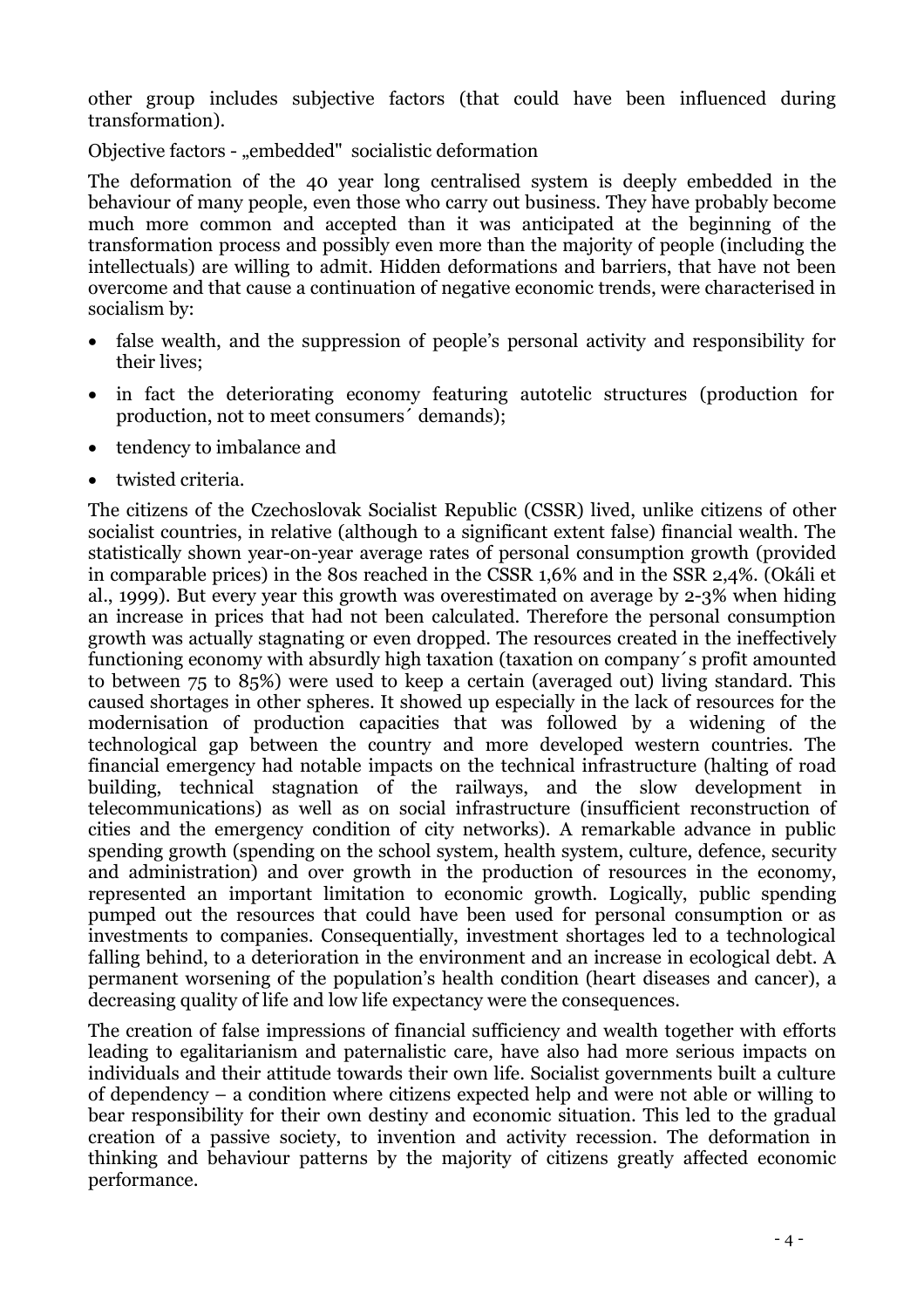other group includes subjective factors (that could have been influenced during transformation).

Objective factors - „embedded" socialistic deformation

The deformation of the 40 year long centralised system is deeply embedded in the behaviour of many people, even those who carry out business. They have probably become much more common and accepted than it was anticipated at the beginning of the transformation process and possibly even more than the majority of people (including the intellectuals) are willing to admit. Hidden deformations and barriers, that have not been overcome and that cause a continuation of negative economic trends, were characterised in socialism by:

- false wealth, and the suppression of people's personal activity and responsibility for their lives;
- in fact the deteriorating economy featuring autotelic structures (production for production, not to meet consumers´ demands);
- tendency to imbalance and
- twisted criteria.

The citizens of the Czechoslovak Socialist Republic (CSSR) lived, unlike citizens of other socialist countries, in relative (although to a significant extent false) financial wealth. The statistically shown year-on-year average rates of personal consumption growth (provided in comparable prices) in the 80s reached in the CSSR 1,6% and in the SSR 2,4%. (Okáli et al., 1999). But every year this growth was overestimated on average by 2-3% when hiding an increase in prices that had not been calculated. Therefore the personal consumption growth was actually stagnating or even dropped. The resources created in the ineffectively functioning economy with absurdly high taxation (taxation on company´s profit amounted to between 75 to 85%) were used to keep a certain (averaged out) living standard. This caused shortages in other spheres. It showed up especially in the lack of resources for the modernisation of production capacities that was followed by a widening of the technological gap between the country and more developed western countries. The financial emergency had notable impacts on the technical infrastructure (halting of road building, technical stagnation of the railways, and the slow development in telecommunications) as well as on social infrastructure (insufficient reconstruction of cities and the emergency condition of city networks). A remarkable advance in public spending growth (spending on the school system, health system, culture, defence, security and administration) and over growth in the production of resources in the economy, represented an important limitation to economic growth. Logically, public spending pumped out the resources that could have been used for personal consumption or as investments to companies. Consequentially, investment shortages led to a technological falling behind, to a deterioration in the environment and an increase in ecological debt. A permanent worsening of the population's health condition (heart diseases and cancer), a decreasing quality of life and low life expectancy were the consequences.

The creation of false impressions of financial sufficiency and wealth together with efforts leading to egalitarianism and paternalistic care, have also had more serious impacts on individuals and their attitude towards their own life. Socialist governments built a culture of dependency – a condition where citizens expected help and were not able or willing to bear responsibility for their own destiny and economic situation. This led to the gradual creation of a passive society, to invention and activity recession. The deformation in thinking and behaviour patterns by the majority of citizens greatly affected economic performance.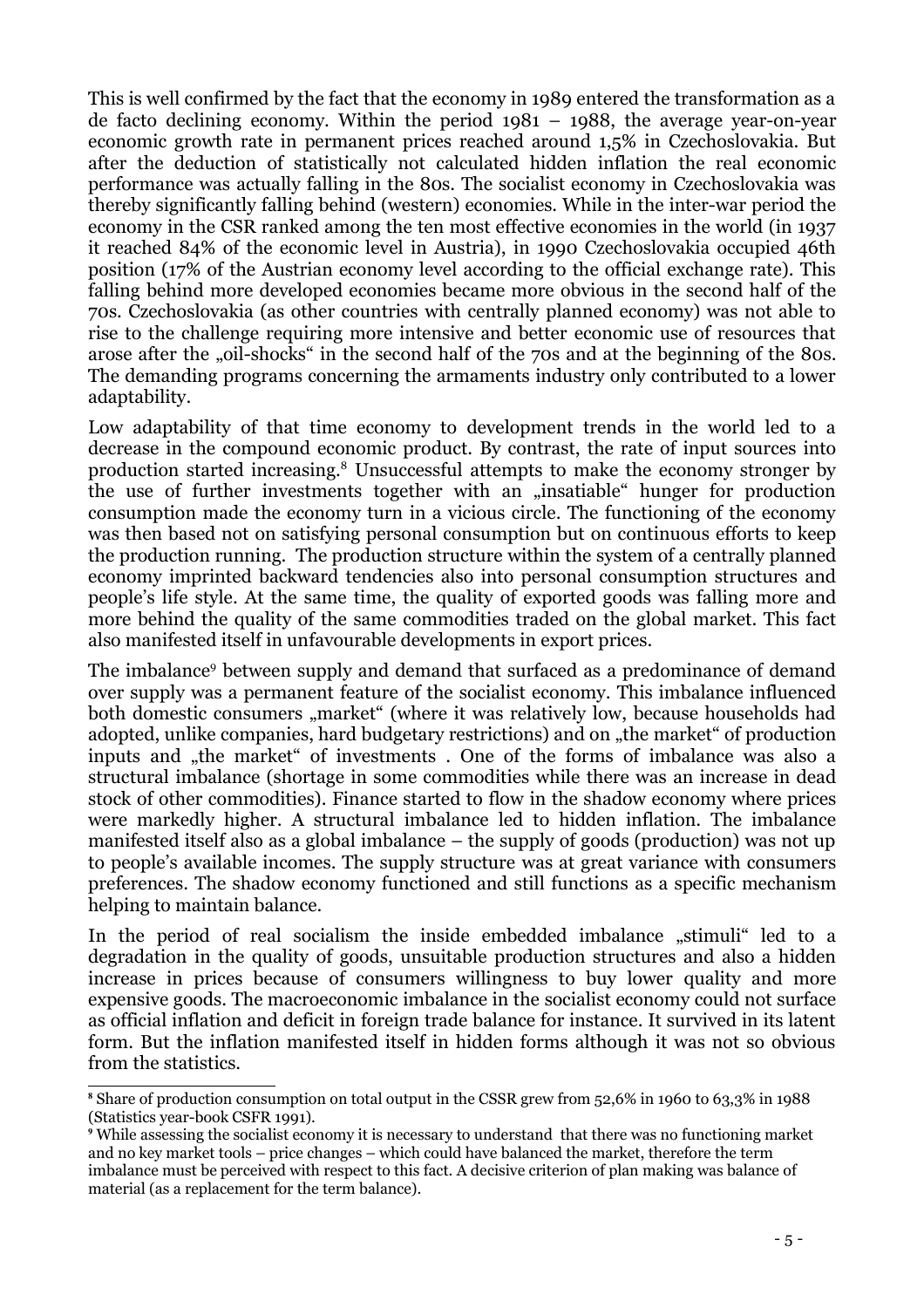This is well confirmed by the fact that the economy in 1989 entered the transformation as a de facto declining economy. Within the period 1981 – 1988, the average year-on-year economic growth rate in permanent prices reached around 1,5% in Czechoslovakia. But after the deduction of statistically not calculated hidden inflation the real economic performance was actually falling in the 80s. The socialist economy in Czechoslovakia was thereby significantly falling behind (western) economies. While in the inter-war period the economy in the CSR ranked among the ten most effective economies in the world (in 1937 it reached 84% of the economic level in Austria), in 1990 Czechoslovakia occupied 46th position (17% of the Austrian economy level according to the official exchange rate). This falling behind more developed economies became more obvious in the second half of the 70s. Czechoslovakia (as other countries with centrally planned economy) was not able to rise to the challenge requiring more intensive and better economic use of resources that arose after the „oil-shocks" in the second half of the 70s and at the beginning of the 80s. The demanding programs concerning the armaments industry only contributed to a lower adaptability.

Low adaptability of that time economy to development trends in the world led to a decrease in the compound economic product. By contrast, the rate of input sources into production started increasing.[8] Unsuccessful attempts to make the economy stronger by the use of further investments together with an „insatiable" hunger for production consumption made the economy turn in a vicious circle. The functioning of the economy was then based not on satisfying personal consumption but on continuous efforts to keep the production running. The production structure within the system of a centrally planned economy imprinted backward tendencies also into personal consumption structures and people's life style. At the same time, the quality of exported goods was falling more and more behind the quality of the same commodities traded on the global market. This fact also manifested itself in unfavourable developments in export prices.

The imbalance[9] between supply and demand that surfaced as a predominance of demand over supply was a permanent feature of the socialist economy. This imbalance influenced both domestic consumers „market" (where it was relatively low, because households had adopted, unlike companies, hard budgetary restrictions) and on „the market" of production inputs and „the market" of investments . One of the forms of imbalance was also a structural imbalance (shortage in some commodities while there was an increase in dead stock of other commodities). Finance started to flow in the shadow economy where prices were markedly higher. A structural imbalance led to hidden inflation. The imbalance manifested itself also as a global imbalance – the supply of goods (production) was not up to people's available incomes. The supply structure was at great variance with consumers preferences. The shadow economy functioned and still functions as a specific mechanism helping to maintain balance.

In the period of real socialism the inside embedded imbalance „stimuli" led to a degradation in the quality of goods, unsuitable production structures and also a hidden increase in prices because of consumers willingness to buy lower quality and more expensive goods. The macroeconomic imbalance in the socialist economy could not surface as official inflation and deficit in foreign trade balance for instance. It survived in its latent form. But the inflation manifested itself in hidden forms although it was not so obvious from the statistics.

---

[8] Share of production consumption on total output in the CSSR grew from 52,6% in 1960 to 63,3% in 1988 (Statistics year-book CSFR 1991).

[9] While assessing the socialist economy it is necessary to understand that there was no functioning market and no key market tools – price changes – which could have balanced the market, therefore the term imbalance must be perceived with respect to this fact. A decisive criterion of plan making was balance of material (as a replacement for the term balance).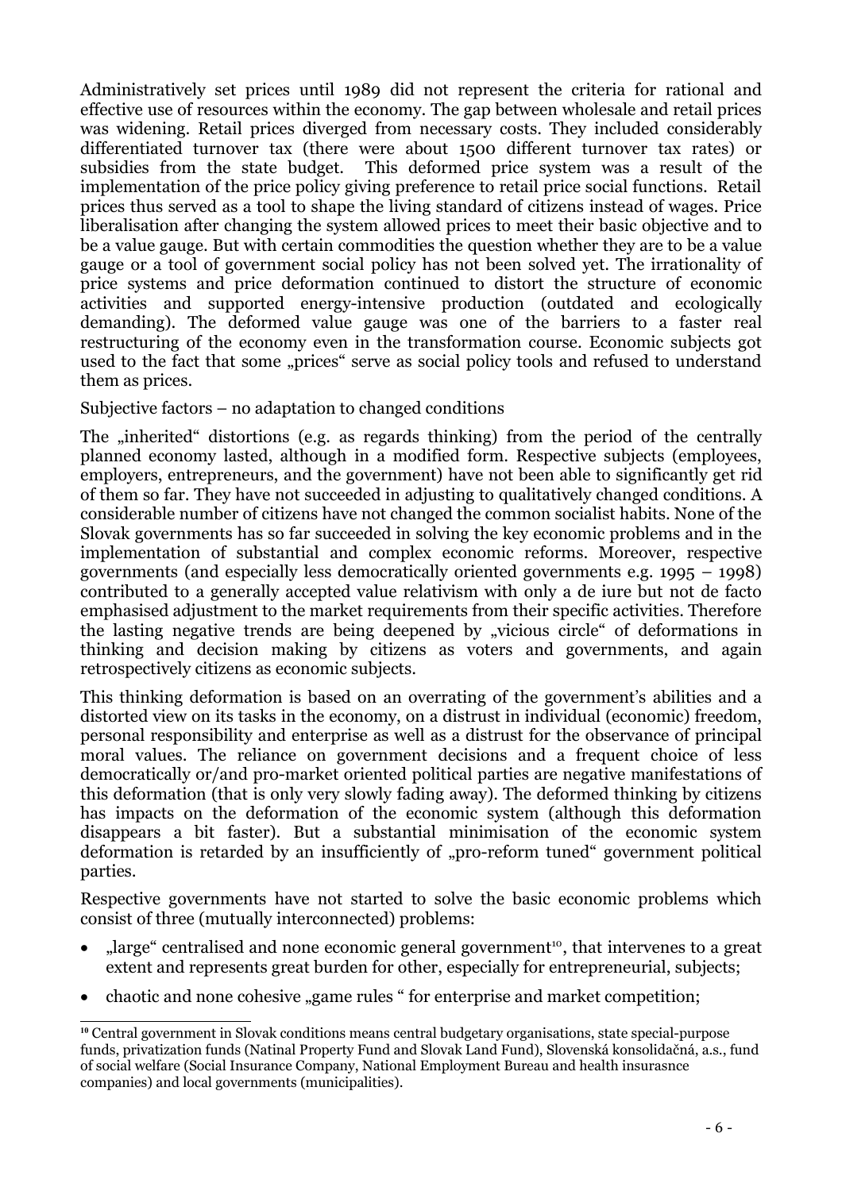Administratively set prices until 1989 did not represent the criteria for rational and effective use of resources within the economy. The gap between wholesale and retail prices was widening. Retail prices diverged from necessary costs. They included considerably differentiated turnover tax (there were about 1500 different turnover tax rates) or subsidies from the state budget. This deformed price system was a result of the implementation of the price policy giving preference to retail price social functions. Retail prices thus served as a tool to shape the living standard of citizens instead of wages. Price liberalisation after changing the system allowed prices to meet their basic objective and to be a value gauge. But with certain commodities the question whether they are to be a value gauge or a tool of government social policy has not been solved yet. The irrationality of price systems and price deformation continued to distort the structure of economic activities and supported energy-intensive production (outdated and ecologically demanding). The deformed value gauge was one of the barriers to a faster real restructuring of the economy even in the transformation course. Economic subjects got used to the fact that some „prices" serve as social policy tools and refused to understand them as prices.

Subjective factors – no adaptation to changed conditions

The „inherited" distortions (e.g. as regards thinking) from the period of the centrally planned economy lasted, although in a modified form. Respective subjects (employees, employers, entrepreneurs, and the government) have not been able to significantly get rid of them so far. They have not succeeded in adjusting to qualitatively changed conditions. A considerable number of citizens have not changed the common socialist habits. None of the Slovak governments has so far succeeded in solving the key economic problems and in the implementation of substantial and complex economic reforms. Moreover, respective governments (and especially less democratically oriented governments e.g. 1995 – 1998) contributed to a generally accepted value relativism with only a de iure but not de facto emphasised adjustment to the market requirements from their specific activities. Therefore the lasting negative trends are being deepened by „vicious circle" of deformations in thinking and decision making by citizens as voters and governments, and again retrospectively citizens as economic subjects.

This thinking deformation is based on an overrating of the government's abilities and a distorted view on its tasks in the economy, on a distrust in individual (economic) freedom, personal responsibility and enterprise as well as a distrust for the observance of principal moral values. The reliance on government decisions and a frequent choice of less democratically or/and pro-market oriented political parties are negative manifestations of this deformation (that is only very slowly fading away). The deformed thinking by citizens has impacts on the deformation of the economic system (although this deformation disappears a bit faster). But a substantial minimisation of the economic system deformation is retarded by an insufficiently of „pro-reform tuned" government political parties.

Respective governments have not started to solve the basic economic problems which consist of three (mutually interconnected) problems:

- „large" centralised and none economic general government[10], that intervenes to a great extent and represents great burden for other, especially for entrepreneurial, subjects;
- chaotic and none cohesive „game rules " for enterprise and market competition;

[10] Central government in Slovak conditions means central budgetary organisations, state special-purpose funds, privatization funds (Natinal Property Fund and Slovak Land Fund), Slovenská konsolidačná, a.s., fund of social welfare (Social Insurance Company, National Employment Bureau and health insurasnce companies) and local governments (municipalities).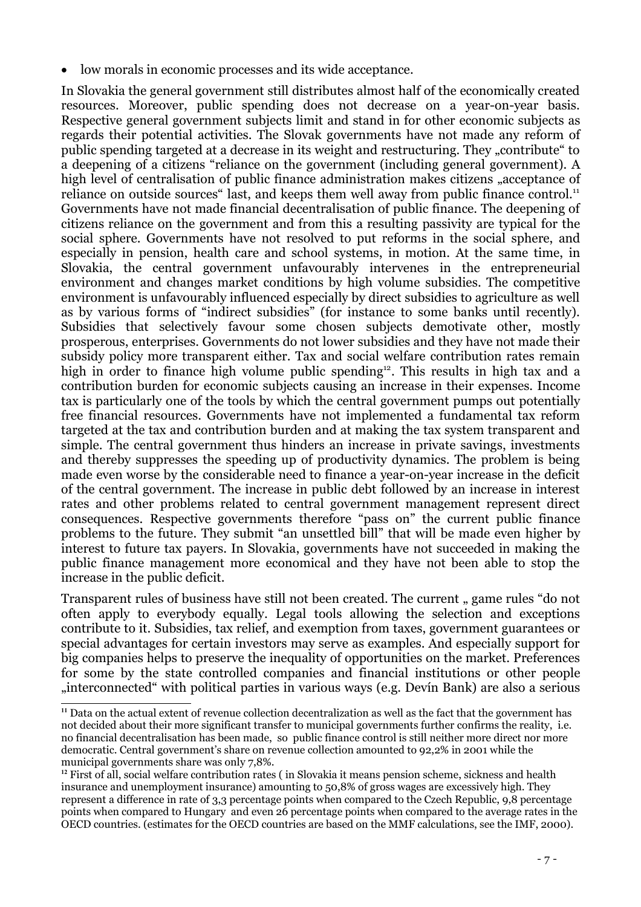- low morals in economic processes and its wide acceptance.

In Slovakia the general government still distributes almost half of the economically created resources. Moreover, public spending does not decrease on a year-on-year basis. Respective general government subjects limit and stand in for other economic subjects as regards their potential activities. The Slovak governments have not made any reform of public spending targeted at a decrease in its weight and restructuring. They „contribute“ to a deepening of a citizens "reliance on the government (including general government). A high level of centralisation of public finance administration makes citizens „acceptance of reliance on outside sources“ last, and keeps them well away from public finance control.[11] Governments have not made financial decentralisation of public finance. The deepening of citizens reliance on the government and from this a resulting passivity are typical for the social sphere. Governments have not resolved to put reforms in the social sphere, and especially in pension, health care and school systems, in motion. At the same time, in Slovakia, the central government unfavourably intervenes in the entrepreneurial environment and changes market conditions by high volume subsidies. The competitive environment is unfavourably influenced especially by direct subsidies to agriculture as well as by various forms of "indirect subsidies" (for instance to some banks until recently). Subsidies that selectively favour some chosen subjects demotivate other, mostly prosperous, enterprises. Governments do not lower subsidies and they have not made their subsidy policy more transparent either. Tax and social welfare contribution rates remain high in order to finance high volume public spending[12]. This results in high tax and a contribution burden for economic subjects causing an increase in their expenses. Income tax is particularly one of the tools by which the central government pumps out potentially free financial resources. Governments have not implemented a fundamental tax reform targeted at the tax and contribution burden and at making the tax system transparent and simple. The central government thus hinders an increase in private savings, investments and thereby suppresses the speeding up of productivity dynamics. The problem is being made even worse by the considerable need to finance a year-on-year increase in the deficit of the central government. The increase in public debt followed by an increase in interest rates and other problems related to central government management represent direct consequences. Respective governments therefore "pass on" the current public finance problems to the future. They submit "an unsettled bill" that will be made even higher by interest to future tax payers. In Slovakia, governments have not succeeded in making the public finance management more economical and they have not been able to stop the increase in the public deficit.

Transparent rules of business have still not been created. The current „ game rules "do not often apply to everybody equally. Legal tools allowing the selection and exceptions contribute to it. Subsidies, tax relief, and exemption from taxes, government guarantees or special advantages for certain investors may serve as examples. And especially support for big companies helps to preserve the inequality of opportunities on the market. Preferences for some by the state controlled companies and financial institutions or other people „interconnected“ with political parties in various ways (e.g. Devín Bank) are also a serious

---

[11] Data on the actual extent of revenue collection decentralization as well as the fact that the government has not decided about their more significant transfer to municipal governments further confirms the reality, i.e. no financial decentralisation has been made, so public finance control is still neither more direct nor more democratic. Central government's share on revenue collection amounted to 92,2% in 2001 while the municipal governments share was only 7,8%.

[12] First of all, social welfare contribution rates ( in Slovakia it means pension scheme, sickness and health insurance and unemployment insurance) amounting to 50,8% of gross wages are excessively high. They represent a difference in rate of 3,3 percentage points when compared to the Czech Republic, 9,8 percentage points when compared to Hungary and even 26 percentage points when compared to the average rates in the OECD countries. (estimates for the OECD countries are based on the MMF calculations, see the IMF, 2000).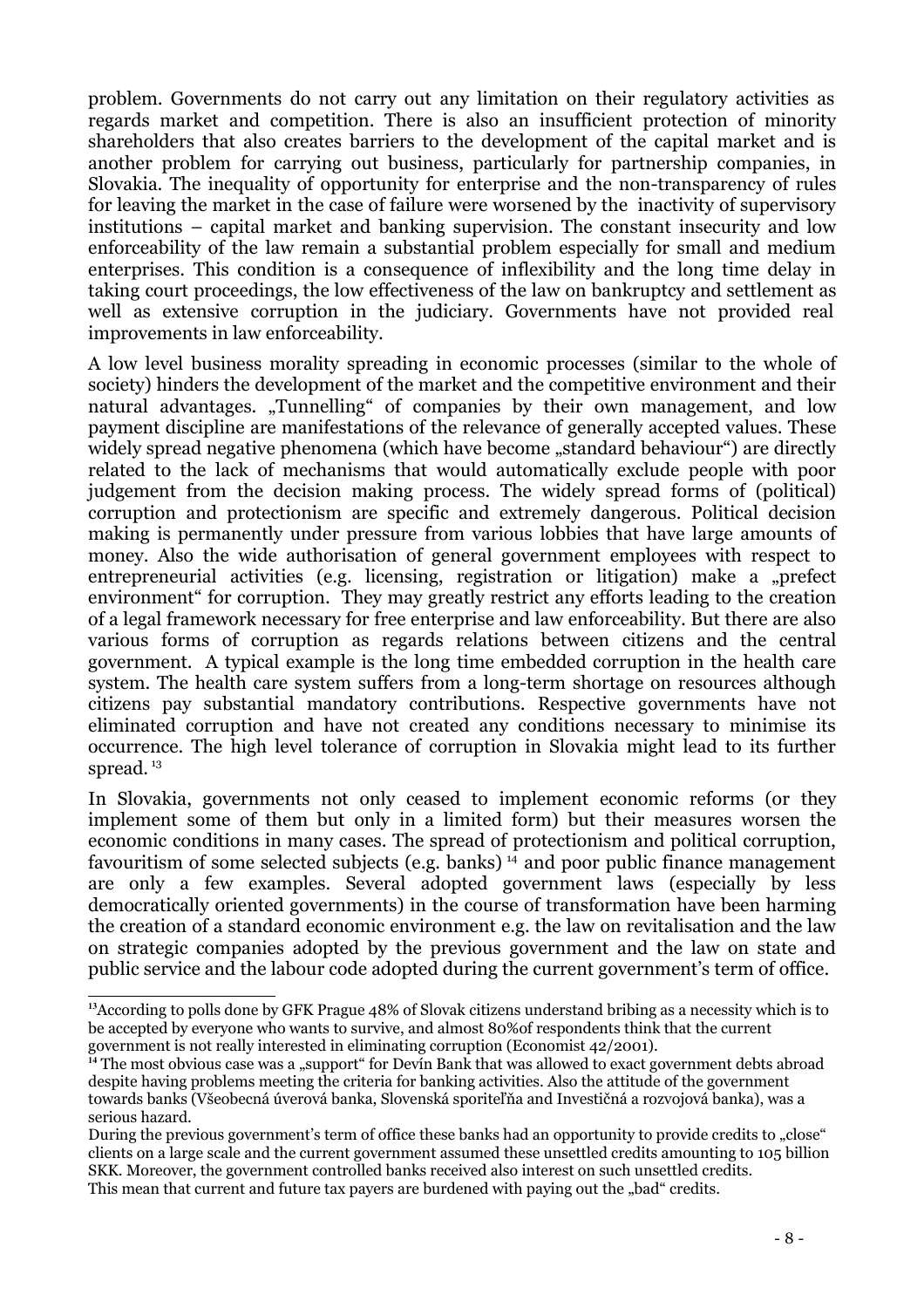problem. Governments do not carry out any limitation on their regulatory activities as regards market and competition. There is also an insufficient protection of minority shareholders that also creates barriers to the development of the capital market and is another problem for carrying out business, particularly for partnership companies, in Slovakia. The inequality of opportunity for enterprise and the non-transparency of rules for leaving the market in the case of failure were worsened by the inactivity of supervisory institutions – capital market and banking supervision. The constant insecurity and low enforceability of the law remain a substantial problem especially for small and medium enterprises. This condition is a consequence of inflexibility and the long time delay in taking court proceedings, the low effectiveness of the law on bankruptcy and settlement as well as extensive corruption in the judiciary. Governments have not provided real improvements in law enforceability.

A low level business morality spreading in economic processes (similar to the whole of society) hinders the development of the market and the competitive environment and their natural advantages. „Tunnelling" of companies by their own management, and low payment discipline are manifestations of the relevance of generally accepted values. These widely spread negative phenomena (which have become „standard behaviour") are directly related to the lack of mechanisms that would automatically exclude people with poor judgement from the decision making process. The widely spread forms of (political) corruption and protectionism are specific and extremely dangerous. Political decision making is permanently under pressure from various lobbies that have large amounts of money. Also the wide authorisation of general government employees with respect to entrepreneurial activities (e.g. licensing, registration or litigation) make a „prefect environment" for corruption. They may greatly restrict any efforts leading to the creation of a legal framework necessary for free enterprise and law enforceability. But there are also various forms of corruption as regards relations between citizens and the central government. A typical example is the long time embedded corruption in the health care system. The health care system suffers from a long-term shortage on resources although citizens pay substantial mandatory contributions. Respective governments have not eliminated corruption and have not created any conditions necessary to minimise its occurrence. The high level tolerance of corruption in Slovakia might lead to its further spread. [13]

In Slovakia, governments not only ceased to implement economic reforms (or they implement some of them but only in a limited form) but their measures worsen the economic conditions in many cases. The spread of protectionism and political corruption, favouritism of some selected subjects (e.g. banks) [14] and poor public finance management are only a few examples. Several adopted government laws (especially by less democratically oriented governments) in the course of transformation have been harming the creation of a standard economic environment e.g. the law on revitalisation and the law on strategic companies adopted by the previous government and the law on state and public service and the labour code adopted during the current government's term of office.

---

[13] According to polls done by GFK Prague 48% of Slovak citizens understand bribing as a necessity which is to be accepted by everyone who wants to survive, and almost 80%of respondents think that the current government is not really interested in eliminating corruption (Economist 42/2001).

[14] The most obvious case was a „support" for Devín Bank that was allowed to exact government debts abroad despite having problems meeting the criteria for banking activities. Also the attitude of the government towards banks (Všeobecná úverová banka, Slovenská sporiteľňa and Investičná a rozvojová banka), was a serious hazard.

During the previous government's term of office these banks had an opportunity to provide credits to „close" clients on a large scale and the current government assumed these unsettled credits amounting to 105 billion SKK. Moreover, the government controlled banks received also interest on such unsettled credits. This mean that current and future tax payers are burdened with paying out the „bad" credits.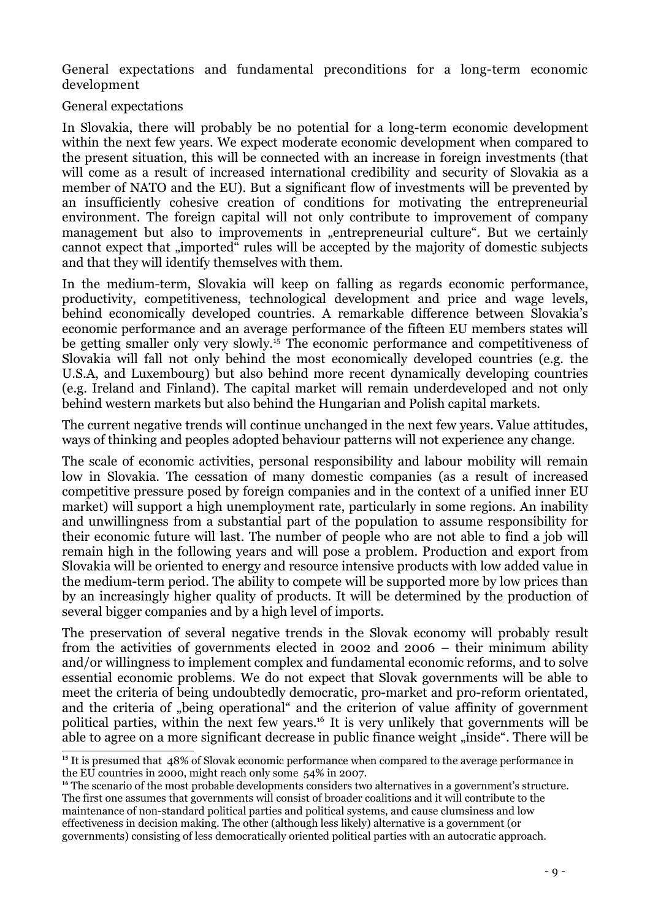## General expectations and fundamental preconditions for a long-term economic development

### General expectations

In Slovakia, there will probably be no potential for a long-term economic development within the next few years. We expect moderate economic development when compared to the present situation, this will be connected with an increase in foreign investments (that will come as a result of increased international credibility and security of Slovakia as a member of NATO and the EU). But a significant flow of investments will be prevented by an insufficiently cohesive creation of conditions for motivating the entrepreneurial environment. The foreign capital will not only contribute to improvement of company management but also to improvements in „entrepreneurial culture". But we certainly cannot expect that „imported" rules will be accepted by the majority of domestic subjects and that they will identify themselves with them.

In the medium-term, Slovakia will keep on falling as regards economic performance, productivity, competitiveness, technological development and price and wage levels, behind economically developed countries. A remarkable difference between Slovakia's economic performance and an average performance of the fifteen EU members states will be getting smaller only very slowly.[15] The economic performance and competitiveness of Slovakia will fall not only behind the most economically developed countries (e.g. the U.S.A, and Luxembourg) but also behind more recent dynamically developing countries (e.g. Ireland and Finland). The capital market will remain underdeveloped and not only behind western markets but also behind the Hungarian and Polish capital markets.

The current negative trends will continue unchanged in the next few years. Value attitudes, ways of thinking and peoples adopted behaviour patterns will not experience any change.

The scale of economic activities, personal responsibility and labour mobility will remain low in Slovakia. The cessation of many domestic companies (as a result of increased competitive pressure posed by foreign companies and in the context of a unified inner EU market) will support a high unemployment rate, particularly in some regions. An inability and unwillingness from a substantial part of the population to assume responsibility for their economic future will last. The number of people who are not able to find a job will remain high in the following years and will pose a problem. Production and export from Slovakia will be oriented to energy and resource intensive products with low added value in the medium-term period. The ability to compete will be supported more by low prices than by an increasingly higher quality of products. It will be determined by the production of several bigger companies and by a high level of imports.

The preservation of several negative trends in the Slovak economy will probably result from the activities of governments elected in 2002 and 2006 – their minimum ability and/or willingness to implement complex and fundamental economic reforms, and to solve essential economic problems. We do not expect that Slovak governments will be able to meet the criteria of being undoubtedly democratic, pro-market and pro-reform orientated, and the criteria of „being operational" and the criterion of value affinity of government political parties, within the next few years.[16] It is very unlikely that governments will be able to agree on a more significant decrease in public finance weight „inside". There will be

---

[15] It is presumed that 48% of Slovak economic performance when compared to the average performance in the EU countries in 2000, might reach only some 54% in 2007.

[16] The scenario of the most probable developments considers two alternatives in a government's structure. The first one assumes that governments will consist of broader coalitions and it will contribute to the maintenance of non-standard political parties and political systems, and cause clumsiness and low effectiveness in decision making. The other (although less likely) alternative is a government (or governments) consisting of less democratically oriented political parties with an autocratic approach.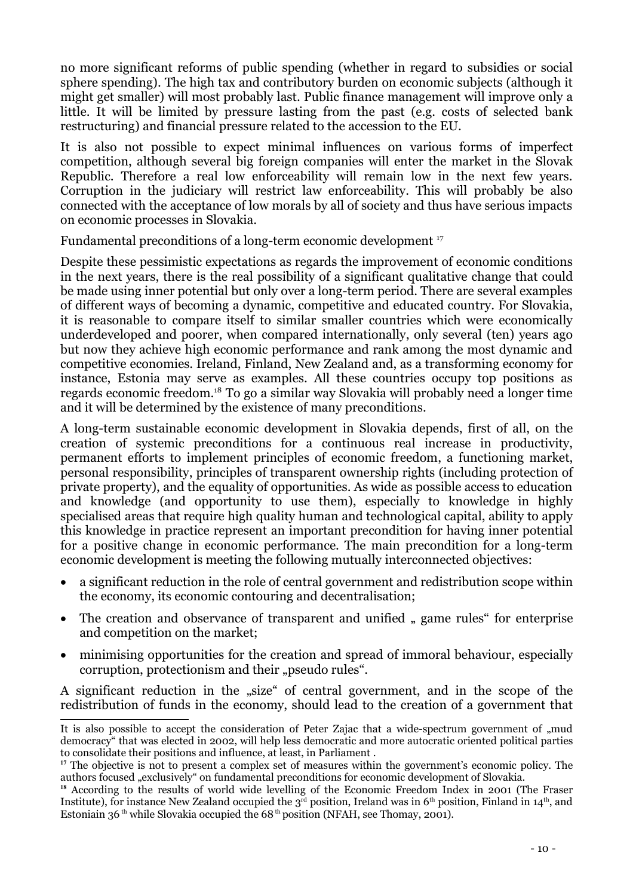no more significant reforms of public spending (whether in regard to subsidies or social sphere spending). The high tax and contributory burden on economic subjects (although it might get smaller) will most probably last. Public finance management will improve only a little. It will be limited by pressure lasting from the past (e.g. costs of selected bank restructuring) and financial pressure related to the accession to the EU.

It is also not possible to expect minimal influences on various forms of imperfect competition, although several big foreign companies will enter the market in the Slovak Republic. Therefore a real low enforceability will remain low in the next few years. Corruption in the judiciary will restrict law enforceability. This will probably be also connected with the acceptance of low morals by all of society and thus have serious impacts on economic processes in Slovakia.

Fundamental preconditions of a long-term economic development [17]

Despite these pessimistic expectations as regards the improvement of economic conditions in the next years, there is the real possibility of a significant qualitative change that could be made using inner potential but only over a long-term period. There are several examples of different ways of becoming a dynamic, competitive and educated country. For Slovakia, it is reasonable to compare itself to similar smaller countries which were economically underdeveloped and poorer, when compared internationally, only several (ten) years ago but now they achieve high economic performance and rank among the most dynamic and competitive economies. Ireland, Finland, New Zealand and, as a transforming economy for instance, Estonia may serve as examples. All these countries occupy top positions as regards economic freedom.[18] To go a similar way Slovakia will probably need a longer time and it will be determined by the existence of many preconditions.

A long-term sustainable economic development in Slovakia depends, first of all, on the creation of systemic preconditions for a continuous real increase in productivity, permanent efforts to implement principles of economic freedom, a functioning market, personal responsibility, principles of transparent ownership rights (including protection of private property), and the equality of opportunities. As wide as possible access to education and knowledge (and opportunity to use them), especially to knowledge in highly specialised areas that require high quality human and technological capital, ability to apply this knowledge in practice represent an important precondition for having inner potential for a positive change in economic performance. The main precondition for a long-term economic development is meeting the following mutually interconnected objectives:

- a significant reduction in the role of central government and redistribution scope within the economy, its economic contouring and decentralisation;
- The creation and observance of transparent and unified „ game rules" for enterprise and competition on the market;
- minimising opportunities for the creation and spread of immoral behaviour, especially corruption, protectionism and their „pseudo rules".

A significant reduction in the „size" of central government, and in the scope of the redistribution of funds in the economy, should lead to the creation of a government that

---

It is also possible to accept the consideration of Peter Zajac that a wide-spectrum government of „mud democracy" that was elected in 2002, will help less democratic and more autocratic oriented political parties to consolidate their positions and influence, at least, in Parliament .

[17] The objective is not to present a complex set of measures within the government's economic policy. The authors focused „exclusively" on fundamental preconditions for economic development of Slovakia.

[18] According to the results of world wide levelling of the Economic Freedom Index in 2001 (The Fraser Institute), for instance New Zealand occupied the 3rd position, Ireland was in 6th position, Finland in 14th, and Estoniain 36th while Slovakia occupied the 68th position (NFAH, see Thomay, 2001).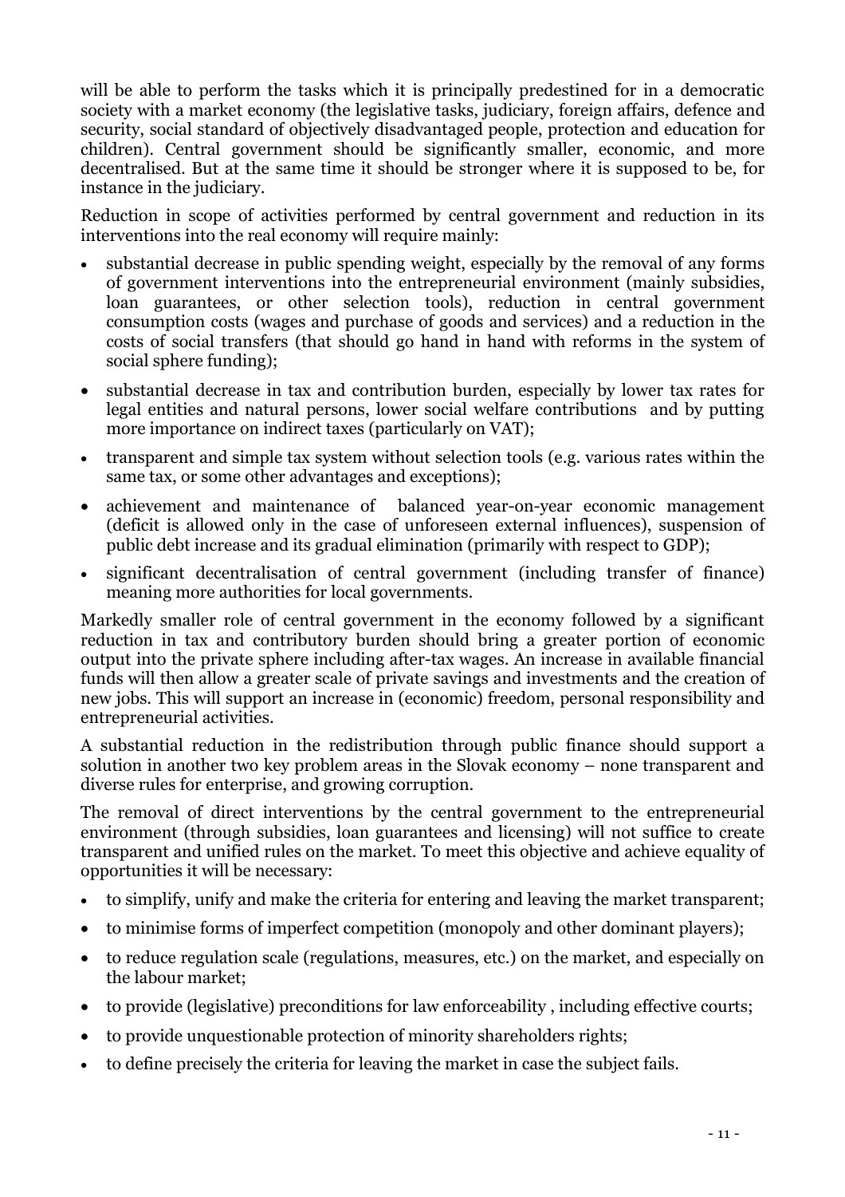will be able to perform the tasks which it is principally predestined for in a democratic society with a market economy (the legislative tasks, judiciary, foreign affairs, defence and security, social standard of objectively disadvantaged people, protection and education for children). Central government should be significantly smaller, economic, and more decentralised. But at the same time it should be stronger where it is supposed to be, for instance in the judiciary.

Reduction in scope of activities performed by central government and reduction in its interventions into the real economy will require mainly:

- substantial decrease in public spending weight, especially by the removal of any forms of government interventions into the entrepreneurial environment (mainly subsidies, loan guarantees, or other selection tools), reduction in central government consumption costs (wages and purchase of goods and services) and a reduction in the costs of social transfers (that should go hand in hand with reforms in the system of social sphere funding);
- substantial decrease in tax and contribution burden, especially by lower tax rates for legal entities and natural persons, lower social welfare contributions and by putting more importance on indirect taxes (particularly on VAT);
- transparent and simple tax system without selection tools (e.g. various rates within the same tax, or some other advantages and exceptions);
- achievement and maintenance of balanced year-on-year economic management (deficit is allowed only in the case of unforeseen external influences), suspension of public debt increase and its gradual elimination (primarily with respect to GDP);
- significant decentralisation of central government (including transfer of finance) meaning more authorities for local governments.

Markedly smaller role of central government in the economy followed by a significant reduction in tax and contributory burden should bring a greater portion of economic output into the private sphere including after-tax wages. An increase in available financial funds will then allow a greater scale of private savings and investments and the creation of new jobs. This will support an increase in (economic) freedom, personal responsibility and entrepreneurial activities.

A substantial reduction in the redistribution through public finance should support a solution in another two key problem areas in the Slovak economy – none transparent and diverse rules for enterprise, and growing corruption.

The removal of direct interventions by the central government to the entrepreneurial environment (through subsidies, loan guarantees and licensing) will not suffice to create transparent and unified rules on the market. To meet this objective and achieve equality of opportunities it will be necessary:

- to simplify, unify and make the criteria for entering and leaving the market transparent;
- to minimise forms of imperfect competition (monopoly and other dominant players);
- to reduce regulation scale (regulations, measures, etc.) on the market, and especially on the labour market;
- to provide (legislative) preconditions for law enforceability , including effective courts;
- to provide unquestionable protection of minority shareholders rights;
- to define precisely the criteria for leaving the market in case the subject fails.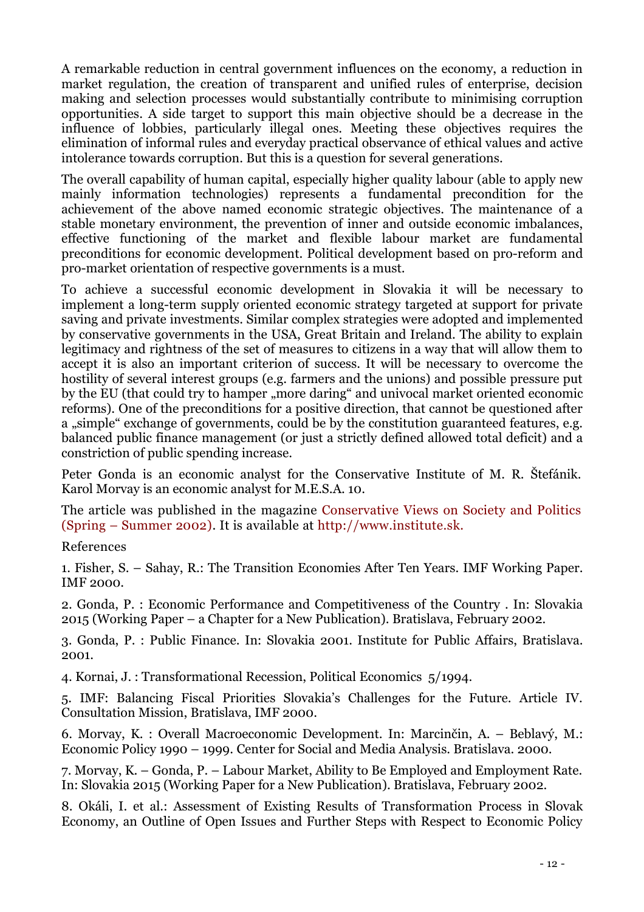A remarkable reduction in central government influences on the economy, a reduction in market regulation, the creation of transparent and unified rules of enterprise, decision making and selection processes would substantially contribute to minimising corruption opportunities. A side target to support this main objective should be a decrease in the influence of lobbies, particularly illegal ones. Meeting these objectives requires the elimination of informal rules and everyday practical observance of ethical values and active intolerance towards corruption. But this is a question for several generations.

The overall capability of human capital, especially higher quality labour (able to apply new mainly information technologies) represents a fundamental precondition for the achievement of the above named economic strategic objectives. The maintenance of a stable monetary environment, the prevention of inner and outside economic imbalances, effective functioning of the market and flexible labour market are fundamental preconditions for economic development. Political development based on pro-reform and pro-market orientation of respective governments is a must.

To achieve a successful economic development in Slovakia it will be necessary to implement a long-term supply oriented economic strategy targeted at support for private saving and private investments. Similar complex strategies were adopted and implemented by conservative governments in the USA, Great Britain and Ireland. The ability to explain legitimacy and rightness of the set of measures to citizens in a way that will allow them to accept it is also an important criterion of success. It will be necessary to overcome the hostility of several interest groups (e.g. farmers and the unions) and possible pressure put by the EU (that could try to hamper „more daring" and univocal market oriented economic reforms). One of the preconditions for a positive direction, that cannot be questioned after a „simple" exchange of governments, could be by the constitution guaranteed features, e.g. balanced public finance management (or just a strictly defined allowed total deficit) and a constriction of public spending increase.

Peter Gonda is an economic analyst for the Conservative Institute of M. R. Štefánik. Karol Morvay is an economic analyst for M.E.S.A. 10.

The article was published in the magazine Conservative Views on Society and Politics (Spring – Summer 2002). It is available at http://www.institute.sk.

References

1. Fisher, S. – Sahay, R.: The Transition Economies After Ten Years. IMF Working Paper. IMF 2000.

2. Gonda, P. : Economic Performance and Competitiveness of the Country . In: Slovakia 2015 (Working Paper – a Chapter for a New Publication). Bratislava, February 2002.

3. Gonda, P. : Public Finance. In: Slovakia 2001. Institute for Public Affairs, Bratislava. 2001.

4. Kornai, J. : Transformational Recession, Political Economics 5/1994.

5. IMF: Balancing Fiscal Priorities Slovakia's Challenges for the Future. Article IV. Consultation Mission, Bratislava, IMF 2000.

6. Morvay, K. : Overall Macroeconomic Development. In: Marcinčin, A. – Beblavý, M.: Economic Policy 1990 – 1999. Center for Social and Media Analysis. Bratislava. 2000.

7. Morvay, K. – Gonda, P. – Labour Market, Ability to Be Employed and Employment Rate. In: Slovakia 2015 (Working Paper for a New Publication). Bratislava, February 2002.

8. Okáli, I. et al.: Assessment of Existing Results of Transformation Process in Slovak Economy, an Outline of Open Issues and Further Steps with Respect to Economic Policy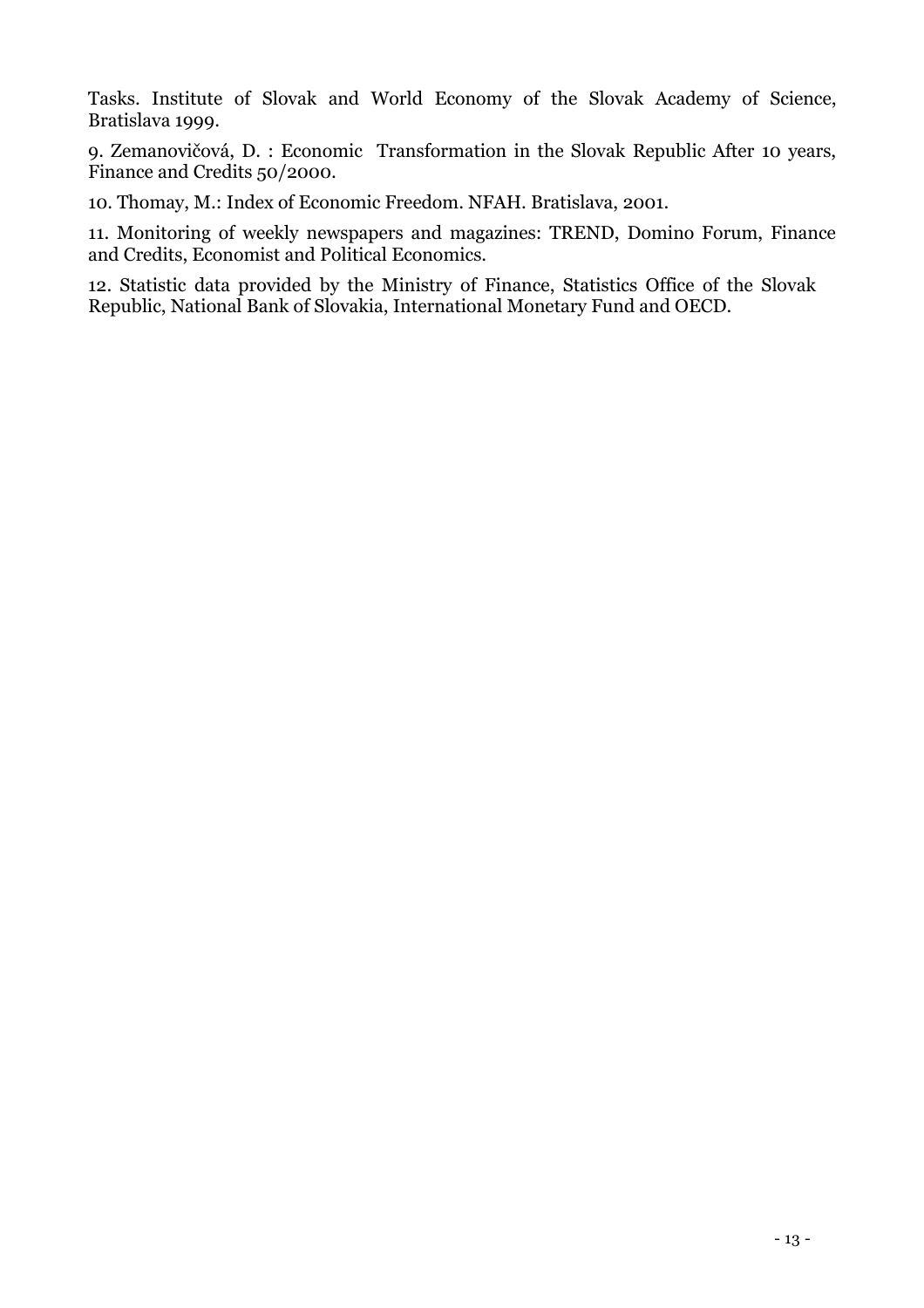Tasks. Institute of Slovak and World Economy of the Slovak Academy of Science, Bratislava 1999.

9. Zemanovičová, D. : Economic Transformation in the Slovak Republic After 10 years, Finance and Credits 50/2000.

10. Thomay, M.: Index of Economic Freedom. NFAH. Bratislava, 2001.

11. Monitoring of weekly newspapers and magazines: TREND, Domino Forum, Finance and Credits, Economist and Political Economics.

12. Statistic data provided by the Ministry of Finance, Statistics Office of the Slovak Republic, National Bank of Slovakia, International Monetary Fund and OECD.